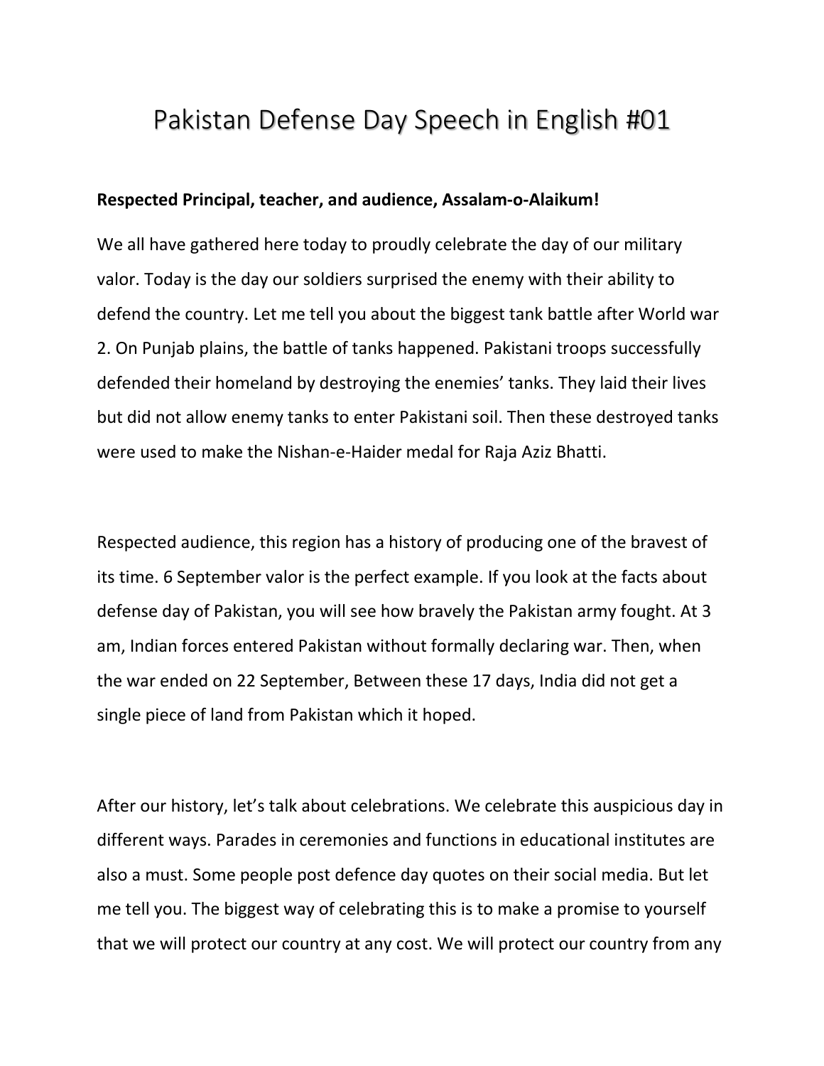# Pakistan Defense Day Speech in English #01

**Respected Principal, teacher, and audience, Assalam-o-Alaikum!**

We all have gathered here today to proudly celebrate the day of our military valor. Today is the day our soldiers surprised the enemy with their ability to defend the country. Let me tell you about the biggest tank battle after World war 2. On Punjab plains, the battle of tanks happened. Pakistani troops successfully defended their homeland by destroying the enemies' tanks. They laid their lives but did not allow enemy tanks to enter Pakistani soil. Then these destroyed tanks were used to make the Nishan-e-Haider medal for Raja Aziz Bhatti.

Respected audience, this region has a history of producing one of the bravest of its time. 6 September valor is the perfect example. If you look at the facts about defense day of Pakistan, you will see how bravely the Pakistan army fought. At 3 am, Indian forces entered Pakistan without formally declaring war. Then, when the war ended on 22 September, Between these 17 days, India did not get a single piece of land from Pakistan which it hoped.

After our history, let's talk about celebrations. We celebrate this auspicious day in different ways. Parades in ceremonies and functions in educational institutes are also a must. Some people post defence day quotes on their social media. But let me tell you. The biggest way of celebrating this is to make a promise to yourself that we will protect our country at any cost. We will protect our country from any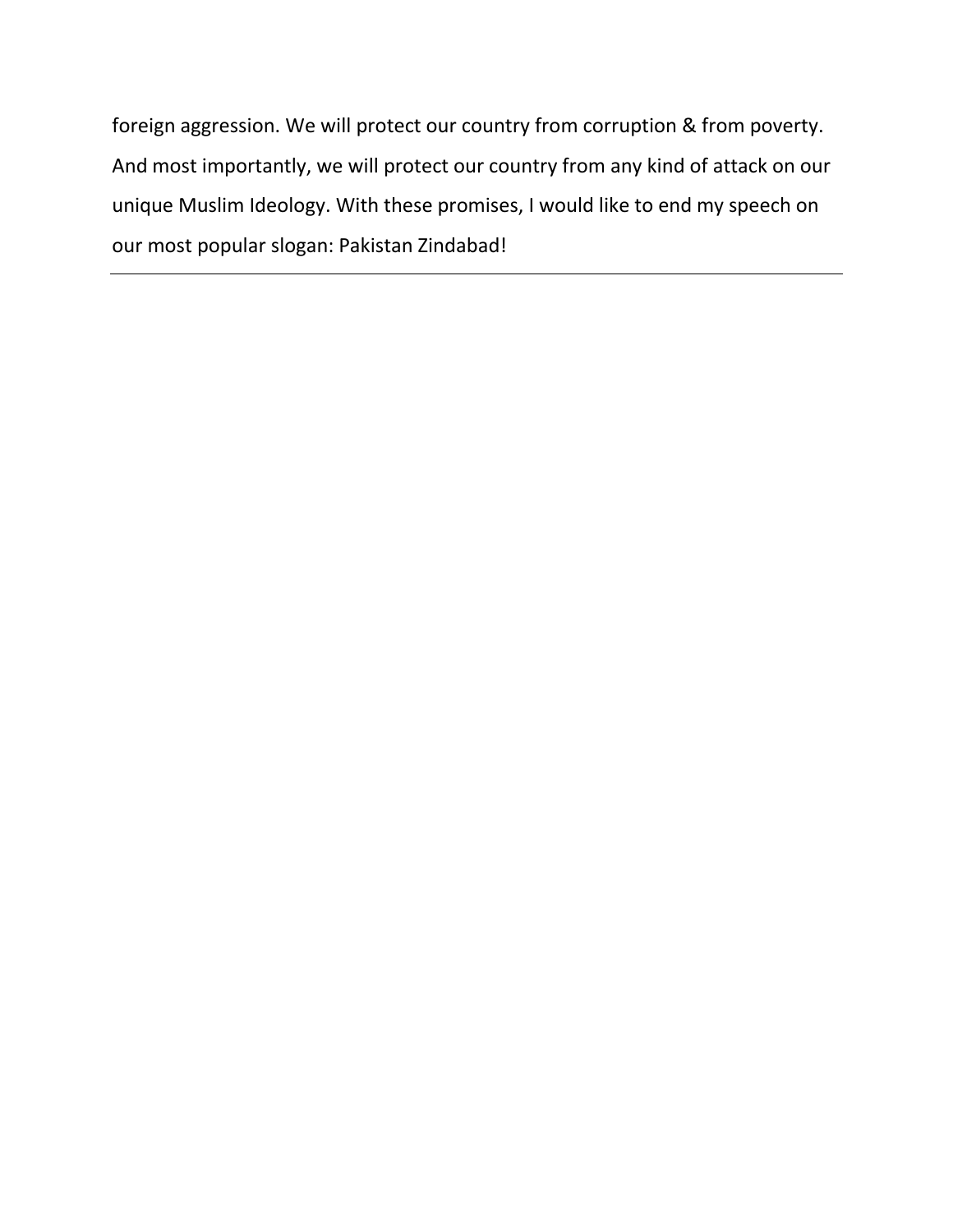foreign aggression. We will protect our country from corruption & from poverty. And most importantly, we will protect our country from any kind of attack on our unique Muslim Ideology. With these promises, I would like to end my speech on our most popular slogan: Pakistan Zindabad!

---